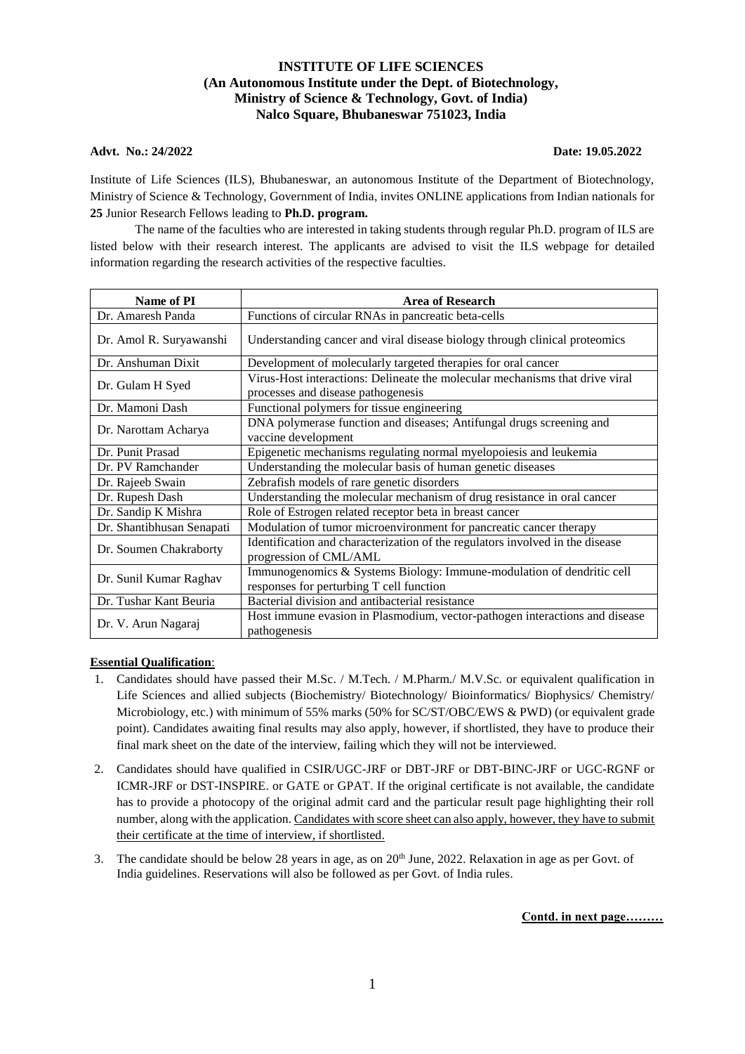**INSTITUTE OF LIFE SCIENCES**
**(An Autonomous Institute under the Dept. of Biotechnology, Ministry of Science & Technology, Govt. of India)**
**Nalco Square, Bhubaneswar 751023, India**

**Advt. No.: 24/2022** **Date: 19.05.2022**

Institute of Life Sciences (ILS), Bhubaneswar, an autonomous Institute of the Department of Biotechnology, Ministry of Science & Technology, Government of India, invites ONLINE applications from Indian nationals for **25** Junior Research Fellows leading to **Ph.D. program.**

The name of the faculties who are interested in taking students through regular Ph.D. program of ILS are listed below with their research interest. The applicants are advised to visit the ILS webpage for detailed information regarding the research activities of the respective faculties.

| Name of PI | Area of Research |
|---|---|
| Dr. Amaresh Panda | Functions of circular RNAs in pancreatic beta-cells |
| Dr. Amol R. Suryawanshi | Understanding cancer and viral disease biology through clinical proteomics |
| Dr. Anshuman Dixit | Development of molecularly targeted therapies for oral cancer |
| Dr. Gulam H Syed | Virus-Host interactions: Delineate the molecular mechanisms that drive viral processes and disease pathogenesis |
| Dr. Mamoni Dash | Functional polymers for tissue engineering |
| Dr. Narottam Acharya | DNA polymerase function and diseases; Antifungal drugs screening and vaccine development |
| Dr. Punit Prasad | Epigenetic mechanisms regulating normal myelopoiesis and leukemia |
| Dr. PV Ramchander | Understanding the molecular basis of human genetic diseases |
| Dr. Rajeeb Swain | Zebrafish models of rare genetic disorders |
| Dr. Rupesh Dash | Understanding the molecular mechanism of drug resistance in oral cancer |
| Dr. Sandip K Mishra | Role of Estrogen related receptor beta in breast cancer |
| Dr. Shantibhusan Senapati | Modulation of tumor microenvironment for pancreatic cancer therapy |
| Dr. Soumen Chakraborty | Identification and characterization of the regulators involved in the disease progression of CML/AML |
| Dr. Sunil Kumar Raghav | Immunogenomics & Systems Biology: Immune-modulation of dendritic cell responses for perturbing T cell function |
| Dr. Tushar Kant Beuria | Bacterial division and antibacterial resistance |
| Dr. V. Arun Nagaraj | Host immune evasion in Plasmodium, vector-pathogen interactions and disease pathogenesis |

**Essential Qualification**:

1. Candidates should have passed their M.Sc. / M.Tech. / M.Pharm./ M.V.Sc. or equivalent qualification in Life Sciences and allied subjects (Biochemistry/ Biotechnology/ Bioinformatics/ Biophysics/ Chemistry/ Microbiology, etc.) with minimum of 55% marks (50% for SC/ST/OBC/EWS & PWD) (or equivalent grade point). Candidates awaiting final results may also apply, however, if shortlisted, they have to produce their final mark sheet on the date of the interview, failing which they will not be interviewed.
2. Candidates should have qualified in CSIR/UGC-JRF or DBT-JRF or DBT-BINC-JRF or UGC-RGNF or ICMR-JRF or DST-INSPIRE. or GATE or GPAT. If the original certificate is not available, the candidate has to provide a photocopy of the original admit card and the particular result page highlighting their roll number, along with the application. Candidates with score sheet can also apply, however, they have to submit their certificate at the time of interview, if shortlisted.
3. The candidate should be below 28 years in age, as on 20th June, 2022. Relaxation in age as per Govt. of India guidelines. Reservations will also be followed as per Govt. of India rules.

**Contd. in next page………**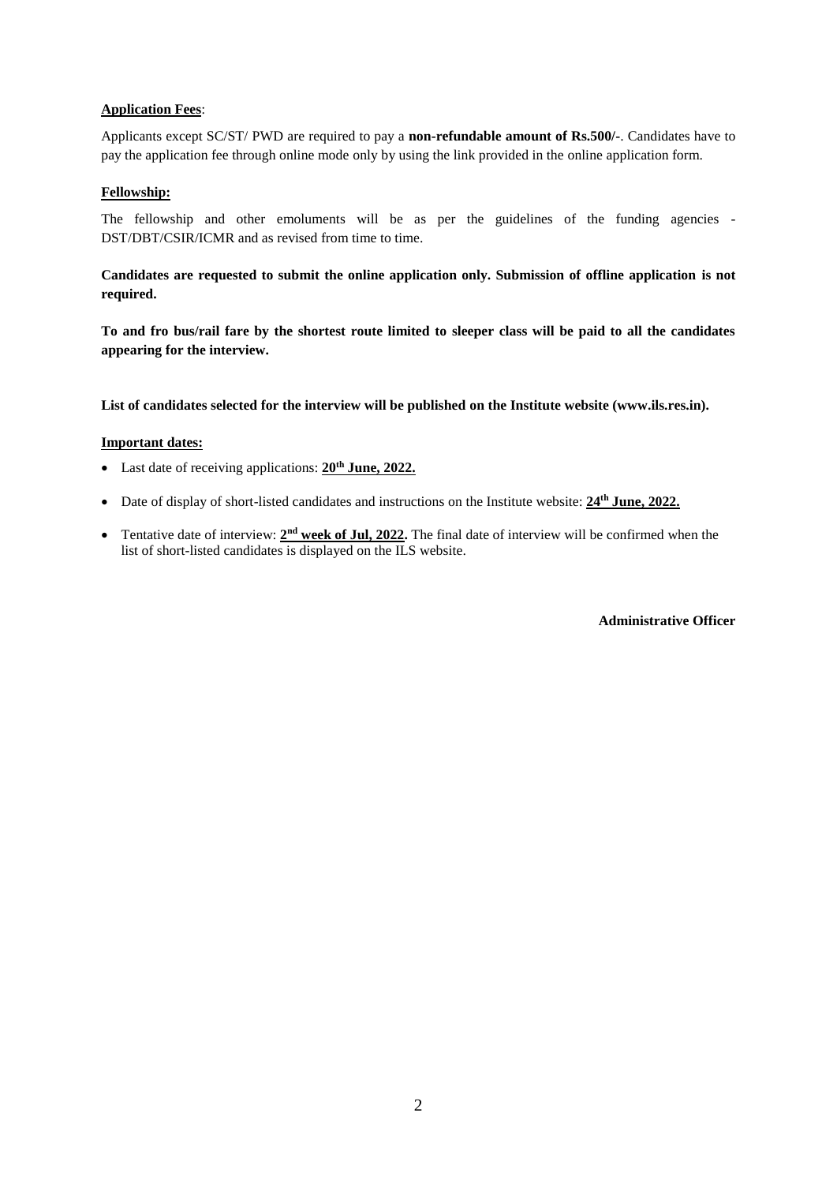**Application Fees**:

Applicants except SC/ST/ PWD are required to pay a **non-refundable amount of Rs.500/-**. Candidates have to pay the application fee through online mode only by using the link provided in the online application form.

**Fellowship:**

The fellowship and other emoluments will be as per the guidelines of the funding agencies - DST/DBT/CSIR/ICMR and as revised from time to time.

**Candidates are requested to submit the online application only. Submission of offline application is not required.**

**To and fro bus/rail fare by the shortest route limited to sleeper class will be paid to all the candidates appearing for the interview.**

**List of candidates selected for the interview will be published on the Institute website (www.ils.res.in).**

**Important dates:**

- Last date of receiving applications: **20th June, 2022.**
- Date of display of short-listed candidates and instructions on the Institute website: **24th June, 2022.**
- Tentative date of interview: **2nd week of Jul, 2022.** The final date of interview will be confirmed when the list of short-listed candidates is displayed on the ILS website.

**Administrative Officer**